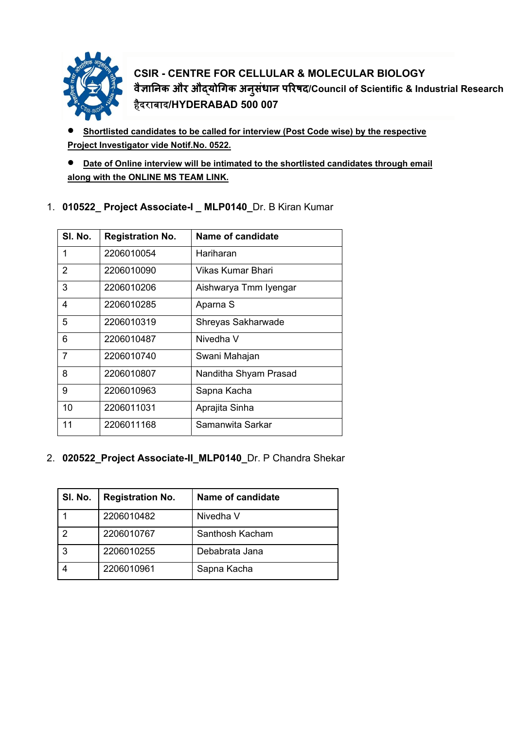**CSIR - CENTRE FOR CELLULAR & MOLECULAR BIOLOGY**
**वैज्ञानिक और औद्योगिक अनुसंधान परिषद/Council of Scientific & Industrial Research**
**हैदराबाद/HYDERABAD 500 007**

- **Shortlisted candidates to be called for interview (Post Code wise) by the respective Project Investigator vide Notif.No. 0522.**
- **Date of Online interview will be intimated to the shortlisted candidates through email along with the ONLINE MS TEAM LINK.**

1. **010522_ Project Associate-I _ MLP0140_**Dr. B Kiran Kumar

| Sl. No. | Registration No. | Name of candidate |
|---|---|---|
| 1 | 2206010054 | Hariharan |
| 2 | 2206010090 | Vikas Kumar Bhari |
| 3 | 2206010206 | Aishwarya Tmm Iyengar |
| 4 | 2206010285 | Aparna S |
| 5 | 2206010319 | Shreyas Sakharwade |
| 6 | 2206010487 | Nivedha V |
| 7 | 2206010740 | Swani Mahajan |
| 8 | 2206010807 | Nanditha Shyam Prasad |
| 9 | 2206010963 | Sapna Kacha |
| 10 | 2206011031 | Aprajita Sinha |
| 11 | 2206011168 | Samanwita Sarkar |

2. **020522_Project Associate-II_MLP0140_**Dr. P Chandra Shekar

| Sl. No. | Registration No. | Name of candidate |
|---|---|---|
| 1 | 2206010482 | Nivedha V |
| 2 | 2206010767 | Santhosh Kacham |
| 3 | 2206010255 | Debabrata Jana |
| 4 | 2206010961 | Sapna Kacha |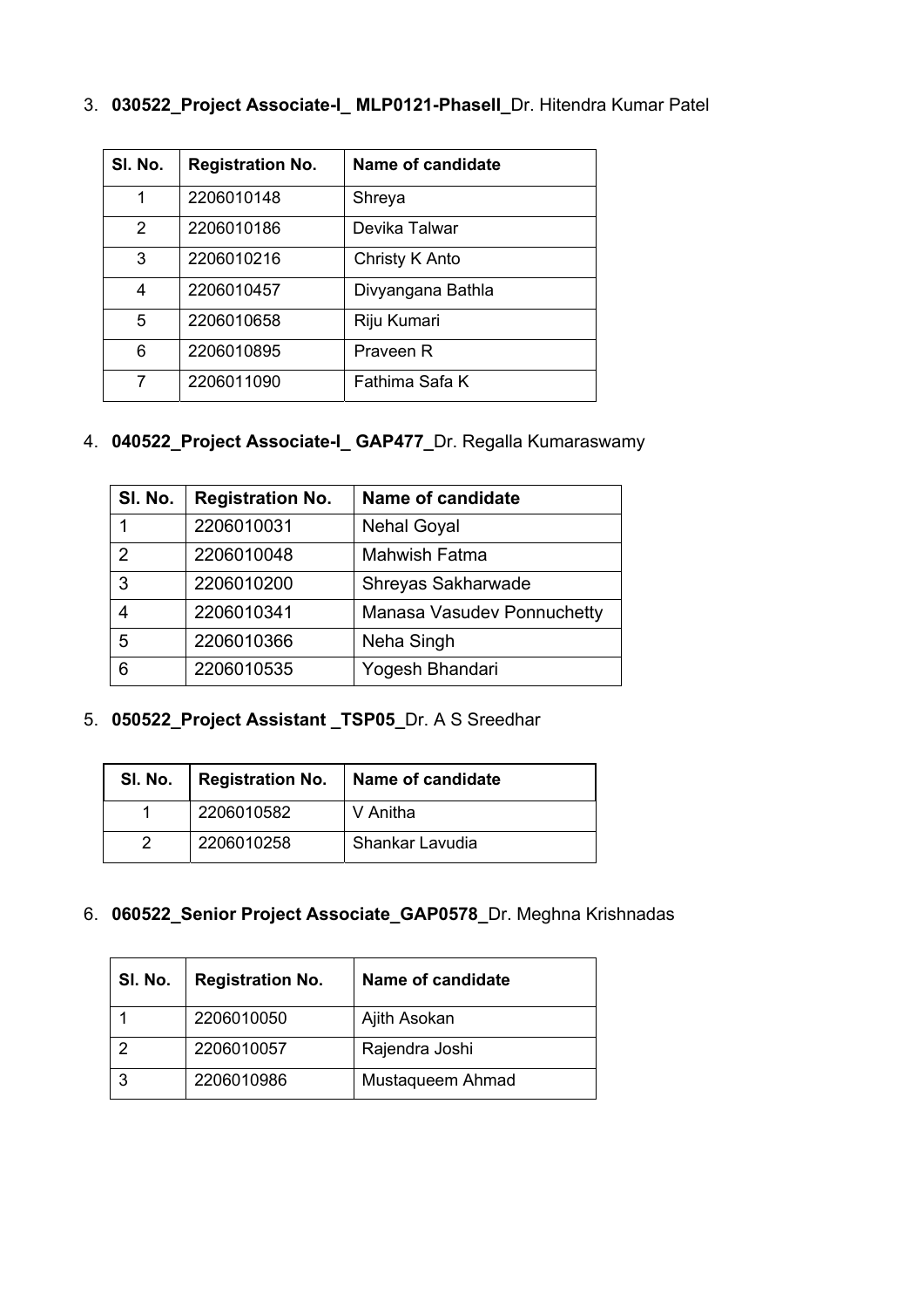3. **030522_Project Associate-I_ MLP0121-PhaseII_**Dr. Hitendra Kumar Patel

| Sl. No. | Registration No. | Name of candidate |
|---|---|---|
| 1 | 2206010148 | Shreya |
| 2 | 2206010186 | Devika Talwar |
| 3 | 2206010216 | Christy K Anto |
| 4 | 2206010457 | Divyangana Bathla |
| 5 | 2206010658 | Riju Kumari |
| 6 | 2206010895 | Praveen R |
| 7 | 2206011090 | Fathima Safa K |

4. **040522_Project Associate-I_ GAP477_**Dr. Regalla Kumaraswamy

| Sl. No. | Registration No. | Name of candidate |
|---|---|---|
| 1 | 2206010031 | Nehal Goyal |
| 2 | 2206010048 | Mahwish Fatma |
| 3 | 2206010200 | Shreyas Sakharwade |
| 4 | 2206010341 | Manasa Vasudev Ponnuchetty |
| 5 | 2206010366 | Neha Singh |
| 6 | 2206010535 | Yogesh Bhandari |

5. **050522_Project Assistant _TSP05_**Dr. A S Sreedhar

| Sl. No. | Registration No. | Name of candidate |
|---|---|---|
| 1 | 2206010582 | V Anitha |
| 2 | 2206010258 | Shankar Lavudia |

6. **060522_Senior Project Associate_GAP0578_**Dr. Meghna Krishnadas

| Sl. No. | Registration No. | Name of candidate |
|---|---|---|
| 1 | 2206010050 | Ajith Asokan |
| 2 | 2206010057 | Rajendra Joshi |
| 3 | 2206010986 | Mustaqueem Ahmad |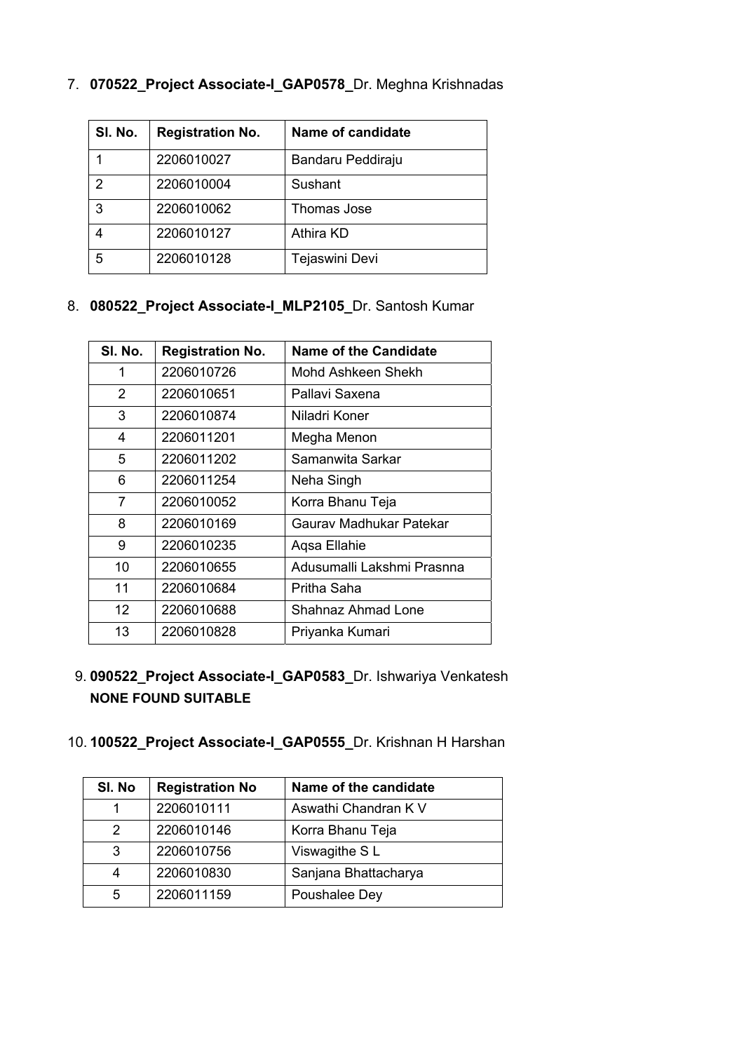7. **070522_Project Associate-I_GAP0578_**Dr. Meghna Krishnadas

| Sl. No. | Registration No. | Name of candidate |
|---|---|---|
| 1 | 2206010027 | Bandaru Peddiraju |
| 2 | 2206010004 | Sushant |
| 3 | 2206010062 | Thomas Jose |
| 4 | 2206010127 | Athira KD |
| 5 | 2206010128 | Tejaswini Devi |

8. **080522_Project Associate-I_MLP2105_**Dr. Santosh Kumar

| Sl. No. | Registration No. | Name of the Candidate |
|---|---|---|
| 1 | 2206010726 | Mohd Ashkeen Shekh |
| 2 | 2206010651 | Pallavi Saxena |
| 3 | 2206010874 | Niladri Koner |
| 4 | 2206011201 | Megha Menon |
| 5 | 2206011202 | Samanwita Sarkar |
| 6 | 2206011254 | Neha Singh |
| 7 | 2206010052 | Korra Bhanu Teja |
| 8 | 2206010169 | Gaurav Madhukar Patekar |
| 9 | 2206010235 | Aqsa Ellahie |
| 10 | 2206010655 | Adusumalli Lakshmi Prasnna |
| 11 | 2206010684 | Pritha Saha |
| 12 | 2206010688 | Shahnaz Ahmad Lone |
| 13 | 2206010828 | Priyanka Kumari |

9. **090522_Project Associate-I_GAP0583_**Dr. Ishwariya Venkatesh
   **NONE FOUND SUITABLE**

10. **100522_Project Associate-I_GAP0555_**Dr. Krishnan H Harshan

| Sl. No | Registration No | Name of the candidate |
|---|---|---|
| 1 | 2206010111 | Aswathi Chandran K V |
| 2 | 2206010146 | Korra Bhanu Teja |
| 3 | 2206010756 | Viswagithe S L |
| 4 | 2206010830 | Sanjana Bhattacharya |
| 5 | 2206011159 | Poushalee Dey |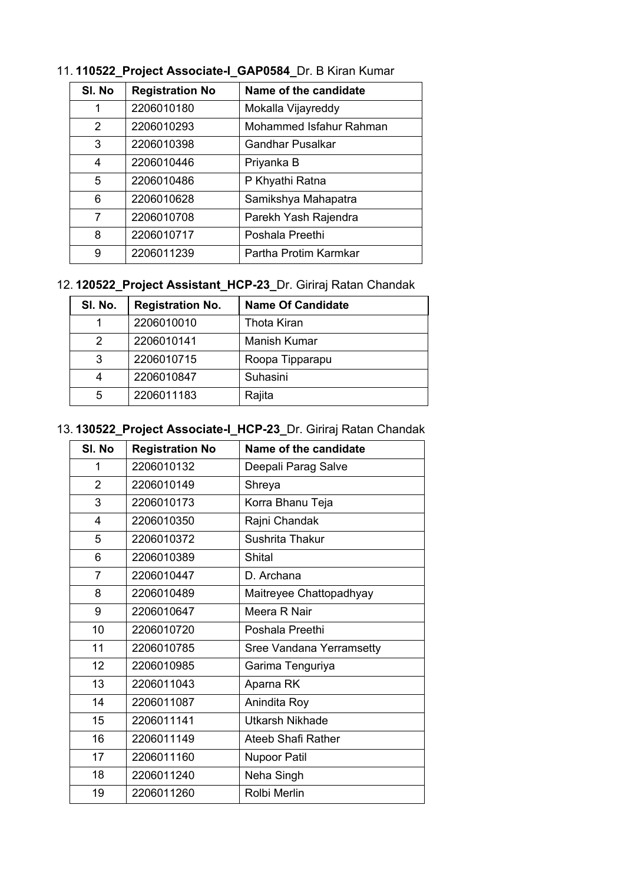11. **110522_Project Associate-I_GAP0584_**Dr. B Kiran Kumar

| Sl. No | Registration No | Name of the candidate |
|---|---|---|
| 1 | 2206010180 | Mokalla Vijayreddy |
| 2 | 2206010293 | Mohammed Isfahur Rahman |
| 3 | 2206010398 | Gandhar Pusalkar |
| 4 | 2206010446 | Priyanka B |
| 5 | 2206010486 | P Khyathi Ratna |
| 6 | 2206010628 | Samikshya Mahapatra |
| 7 | 2206010708 | Parekh Yash Rajendra |
| 8 | 2206010717 | Poshala Preethi |
| 9 | 2206011239 | Partha Protim Karmkar |

12. **120522_Project Assistant_HCP-23_**Dr. Giriraj Ratan Chandak

| Sl. No. | Registration No. | Name Of Candidate |
|---|---|---|
| 1 | 2206010010 | Thota Kiran |
| 2 | 2206010141 | Manish Kumar |
| 3 | 2206010715 | Roopa Tipparapu |
| 4 | 2206010847 | Suhasini |
| 5 | 2206011183 | Rajita |

13. **130522_Project Associate-I_HCP-23_**Dr. Giriraj Ratan Chandak

| Sl. No | Registration No | Name of the candidate |
|---|---|---|
| 1 | 2206010132 | Deepali Parag Salve |
| 2 | 2206010149 | Shreya |
| 3 | 2206010173 | Korra Bhanu Teja |
| 4 | 2206010350 | Rajni Chandak |
| 5 | 2206010372 | Sushrita Thakur |
| 6 | 2206010389 | Shital |
| 7 | 2206010447 | D. Archana |
| 8 | 2206010489 | Maitreyee Chattopadhyay |
| 9 | 2206010647 | Meera R Nair |
| 10 | 2206010720 | Poshala Preethi |
| 11 | 2206010785 | Sree Vandana Yerramsetty |
| 12 | 2206010985 | Garima Tenguriya |
| 13 | 2206011043 | Aparna RK |
| 14 | 2206011087 | Anindita Roy |
| 15 | 2206011141 | Utkarsh Nikhade |
| 16 | 2206011149 | Ateeb Shafi Rather |
| 17 | 2206011160 | Nupoor Patil |
| 18 | 2206011240 | Neha Singh |
| 19 | 2206011260 | Rolbi Merlin |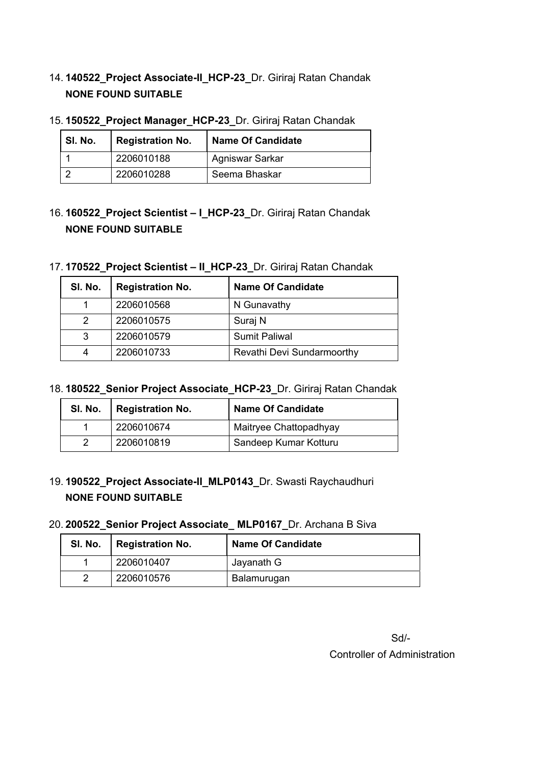14. **140522_Project Associate-II_HCP-23_**Dr. Giriraj Ratan Chandak
    **NONE FOUND SUITABLE**

15. **150522_Project Manager_HCP-23_**Dr. Giriraj Ratan Chandak

| Sl. No. | Registration No. | Name Of Candidate |
|---|---|---|
| 1 | 2206010188 | Agniswar Sarkar |
| 2 | 2206010288 | Seema Bhaskar |

16. **160522_Project Scientist – I_HCP-23_**Dr. Giriraj Ratan Chandak
    **NONE FOUND SUITABLE**

17. **170522_Project Scientist – II_HCP-23_**Dr. Giriraj Ratan Chandak

| Sl. No. | Registration No. | Name Of Candidate |
|---|---|---|
| 1 | 2206010568 | N Gunavathy |
| 2 | 2206010575 | Suraj N |
| 3 | 2206010579 | Sumit Paliwal |
| 4 | 2206010733 | Revathi Devi Sundarmoorthy |

18. **180522_Senior Project Associate_HCP-23_**Dr. Giriraj Ratan Chandak

| Sl. No. | Registration No. | Name Of Candidate |
|---|---|---|
| 1 | 2206010674 | Maitryee Chattopadhyay |
| 2 | 2206010819 | Sandeep Kumar Kotturu |

19. **190522_Project Associate-II_MLP0143_**Dr. Swasti Raychaudhuri
    **NONE FOUND SUITABLE**

20. **200522_Senior Project Associate_ MLP0167_**Dr. Archana B Siva

| Sl. No. | Registration No. | Name Of Candidate |
|---|---|---|
| 1 | 2206010407 | Jayanath G |
| 2 | 2206010576 | Balamurugan |

Sd/-
Controller of Administration